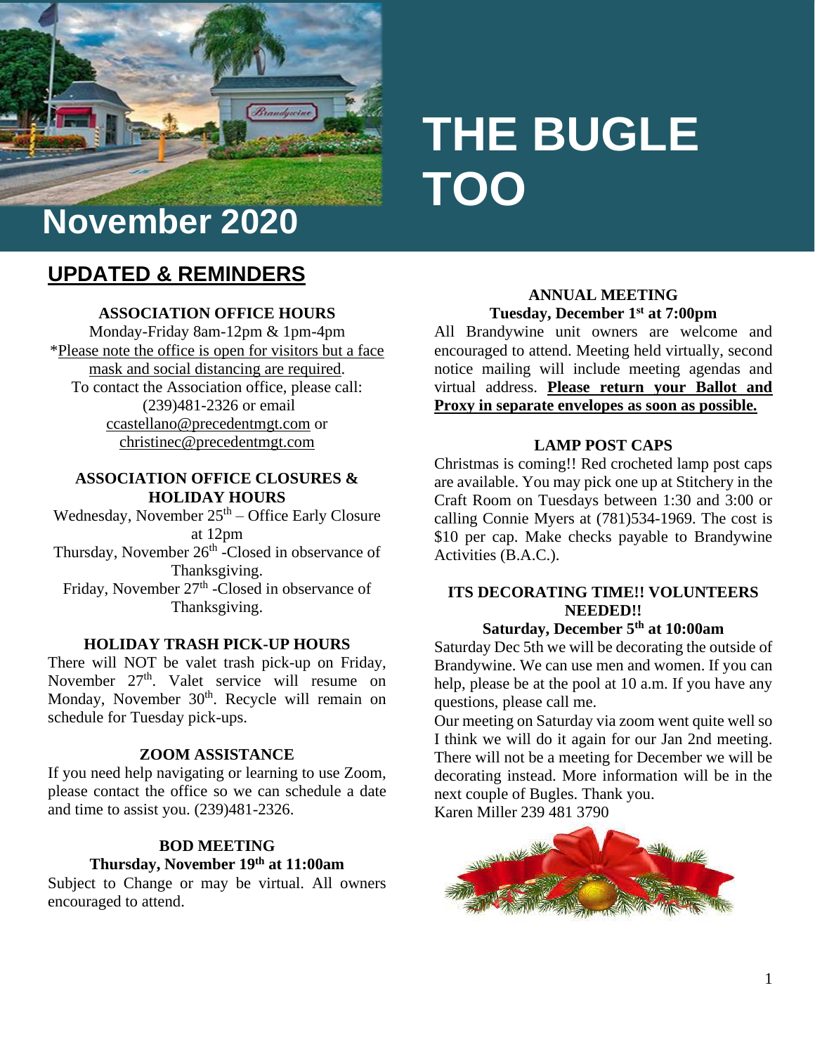# THE BUGLE TOO

## November 2020

## UPDATED & REMINDERS

### ASSOCIATION OFFICE HOURS

Monday-Friday 8am-12pm & 1pm-4pm

*Please note the office is open for visitors but a face mask and social distancing are required.

To contact the Association office, please call: (239)481-2326 or email ccastellano@precedentmgt.com or christinec@precedentmgt.com

### ASSOCIATION OFFICE CLOSURES & HOLIDAY HOURS

Wednesday, November 25th – Office Early Closure at 12pm

Thursday, November 26th -Closed in observance of Thanksgiving.

Friday, November 27th -Closed in observance of Thanksgiving.

### HOLIDAY TRASH PICK-UP HOURS

There will NOT be valet trash pick-up on Friday, November 27th. Valet service will resume on Monday, November 30th. Recycle will remain on schedule for Tuesday pick-ups.

### ZOOM ASSISTANCE

If you need help navigating or learning to use Zoom, please contact the office so we can schedule a date and time to assist you. (239)481-2326.

### BOD MEETING
**Thursday, November 19th at 11:00am**

Subject to Change or may be virtual. All owners encouraged to attend.

### ANNUAL MEETING
**Tuesday, December 1st at 7:00pm**

All Brandywine unit owners are welcome and encouraged to attend. Meeting held virtually, second notice mailing will include meeting agendas and virtual address. **Please return your Ballot and Proxy in separate envelopes as soon as possible.**

### LAMP POST CAPS

Christmas is coming!! Red crocheted lamp post caps are available. You may pick one up at Stitchery in the Craft Room on Tuesdays between 1:30 and 3:00 or calling Connie Myers at (781)534-1969. The cost is $10 per cap. Make checks payable to Brandywine Activities (B.A.C.).

### ITS DECORATING TIME!! VOLUNTEERS NEEDED!!
**Saturday, December 5th at 10:00am**

Saturday Dec 5th we will be decorating the outside of Brandywine. We can use men and women. If you can help, please be at the pool at 10 a.m. If you have any questions, please call me.

Our meeting on Saturday via zoom went quite well so I think we will do it again for our Jan 2nd meeting. There will not be a meeting for December we will be decorating instead. More information will be in the next couple of Bugles. Thank you.

Karen Miller 239 481 3790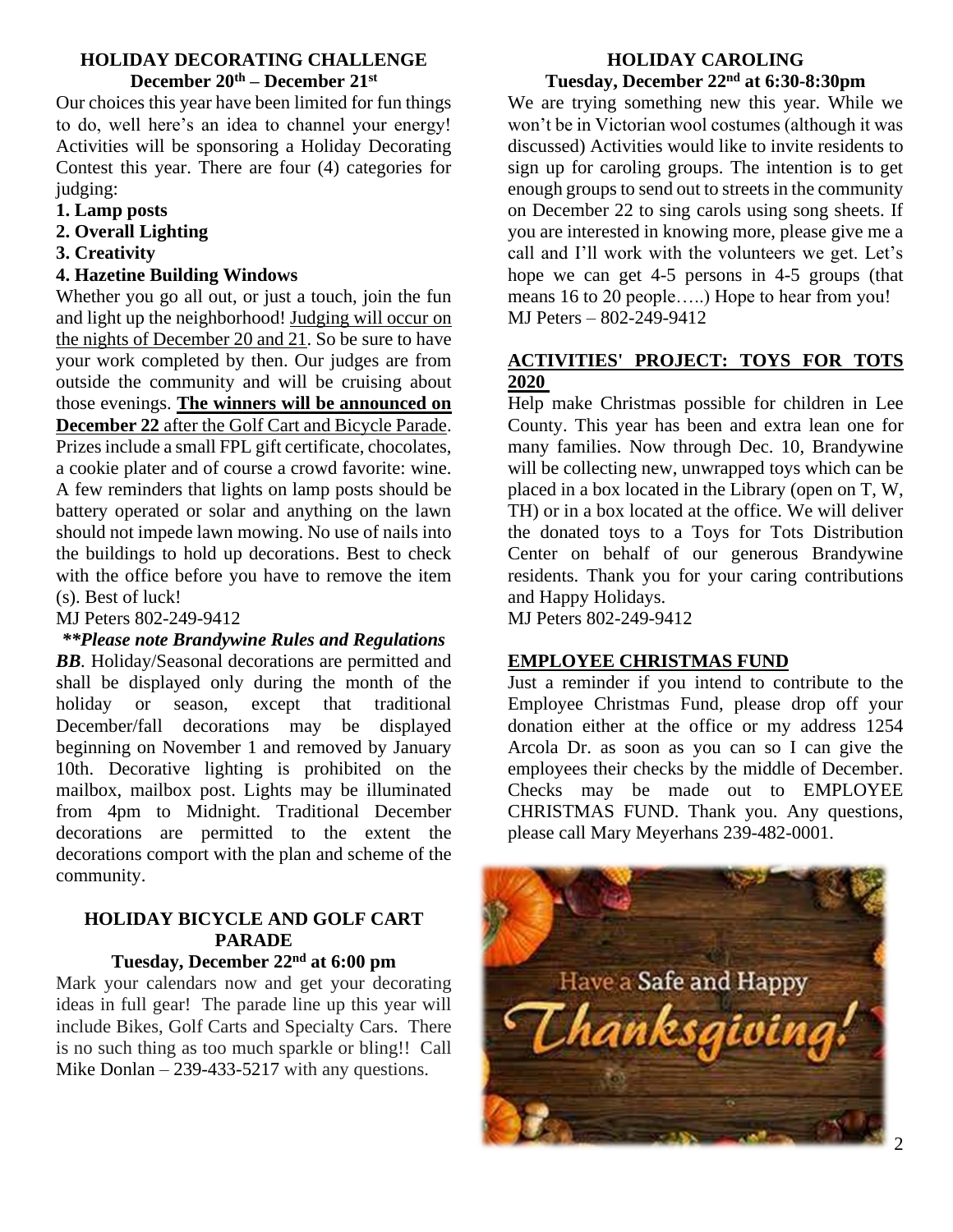## HOLIDAY DECORATING CHALLENGE
### December 20th – December 21st

Our choices this year have been limited for fun things to do, well here's an idea to channel your energy! Activities will be sponsoring a Holiday Decorating Contest this year. There are four (4) categories for judging:

**1. Lamp posts**
**2. Overall Lighting**
**3. Creativity**
**4. Hazetine Building Windows**

Whether you go all out, or just a touch, join the fun and light up the neighborhood! Judging will occur on the nights of December 20 and 21. So be sure to have your work completed by then. Our judges are from outside the community and will be cruising about those evenings. **The winners will be announced on December 22** after the Golf Cart and Bicycle Parade. Prizes include a small FPL gift certificate, chocolates, a cookie plater and of course a crowd favorite: wine. A few reminders that lights on lamp posts should be battery operated or solar and anything on the lawn should not impede lawn mowing. No use of nails into the buildings to hold up decorations. Best to check with the office before you have to remove the item (s). Best of luck!

MJ Peters 802-249-9412

***\*\*Please note Brandywine Rules and Regulations BB***. Holiday/Seasonal decorations are permitted and shall be displayed only during the month of the holiday or season, except that traditional December/fall decorations may be displayed beginning on November 1 and removed by January 10th. Decorative lighting is prohibited on the mailbox, mailbox post. Lights may be illuminated from 4pm to Midnight. Traditional December decorations are permitted to the extent the decorations comport with the plan and scheme of the community.

## HOLIDAY BICYCLE AND GOLF CART PARADE
### Tuesday, December 22nd at 6:00 pm

Mark your calendars now and get your decorating ideas in full gear! The parade line up this year will include Bikes, Golf Carts and Specialty Cars. There is no such thing as too much sparkle or bling!! Call Mike Donlan – 239-433-5217 with any questions.

## HOLIDAY CAROLING
### Tuesday, December 22nd at 6:30-8:30pm

We are trying something new this year. While we won't be in Victorian wool costumes (although it was discussed) Activities would like to invite residents to sign up for caroling groups. The intention is to get enough groups to send out to streets in the community on December 22 to sing carols using song sheets. If you are interested in knowing more, please give me a call and I'll work with the volunteers we get. Let's hope we can get 4-5 persons in 4-5 groups (that means 16 to 20 people…..) Hope to hear from you!

MJ Peters – 802-249-9412

## ACTIVITIES' PROJECT: TOYS FOR TOTS 2020

Help make Christmas possible for children in Lee County. This year has been and extra lean one for many families. Now through Dec. 10, Brandywine will be collecting new, unwrapped toys which can be placed in a box located in the Library (open on T, W, TH) or in a box located at the office. We will deliver the donated toys to a Toys for Tots Distribution Center on behalf of our generous Brandywine residents. Thank you for your caring contributions and Happy Holidays.

MJ Peters 802-249-9412

## EMPLOYEE CHRISTMAS FUND

Just a reminder if you intend to contribute to the Employee Christmas Fund, please drop off your donation either at the office or my address 1254 Arcola Dr. as soon as you can so I can give the employees their checks by the middle of December. Checks may be made out to EMPLOYEE CHRISTMAS FUND. Thank you. Any questions, please call Mary Meyerhans 239-482-0001.

Have a Safe and Happy Thanksgiving!